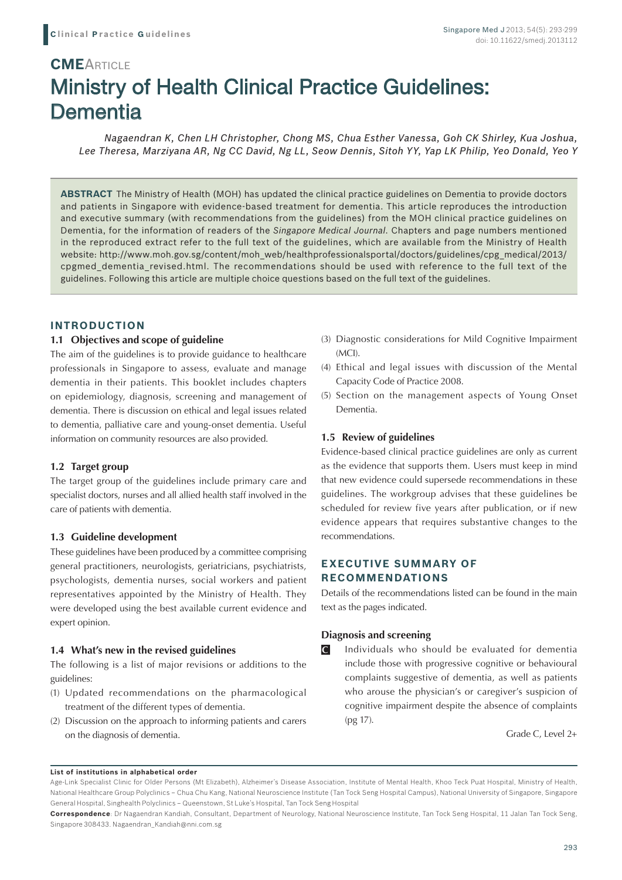Clinical Practice Guidelines

**CME**ARTICLE

# Ministry of Health Clinical Practice Guidelines: Dementia

*Nagaendran K, Chen LH Christopher, Chong MS, Chua Esther Vanessa, Goh CK Shirley, Kua Joshua, Lee Theresa, Marziyana AR, Ng CC David, Ng LL, Seow Dennis, Sitoh YY, Yap LK Philip, Yeo Donald, Yeo Y*

**ABSTRACT** The Ministry of Health (MOH) has updated the clinical practice guidelines on Dementia to provide doctors and patients in Singapore with evidence-based treatment for dementia. This article reproduces the introduction and executive summary (with recommendations from the guidelines) from the MOH clinical practice guidelines on Dementia, for the information of readers of the *Singapore Medical Journal*. Chapters and page numbers mentioned in the reproduced extract refer to the full text of the guidelines, which are available from the Ministry of Health website: http://www.moh.gov.sg/content/moh_web/healthprofessionalsportal/doctors/guidelines/cpg_medical/2013/cpgmed_dementia_revised.html. The recommendations should be used with reference to the full text of the guidelines. Following this article are multiple choice questions based on the full text of the guidelines.

## INTRODUCTION

### 1.1 Objectives and scope of guideline

The aim of the guidelines is to provide guidance to healthcare professionals in Singapore to assess, evaluate and manage dementia in their patients. This booklet includes chapters on epidemiology, diagnosis, screening and management of dementia. There is discussion on ethical and legal issues related to dementia, palliative care and young-onset dementia. Useful information on community resources are also provided.

### 1.2 Target group

The target group of the guidelines include primary care and specialist doctors, nurses and all allied health staff involved in the care of patients with dementia.

### 1.3 Guideline development

These guidelines have been produced by a committee comprising general practitioners, neurologists, geriatricians, psychiatrists, psychologists, dementia nurses, social workers and patient representatives appointed by the Ministry of Health. They were developed using the best available current evidence and expert opinion.

### 1.4 What's new in the revised guidelines

The following is a list of major revisions or additions to the guidelines:

(1) Updated recommendations on the pharmacological treatment of the different types of dementia.
(2) Discussion on the approach to informing patients and carers on the diagnosis of dementia.
(3) Diagnostic considerations for Mild Cognitive Impairment (MCI).
(4) Ethical and legal issues with discussion of the Mental Capacity Code of Practice 2008.
(5) Section on the management aspects of Young Onset Dementia.

### 1.5 Review of guidelines

Evidence-based clinical practice guidelines are only as current as the evidence that supports them. Users must keep in mind that new evidence could supersede recommendations in these guidelines. The workgroup advises that these guidelines be scheduled for review five years after publication, or if new evidence appears that requires substantive changes to the recommendations.

## EXECUTIVE SUMMARY OF RECOMMENDATIONS

Details of the recommendations listed can be found in the main text as the pages indicated.

### Diagnosis and screening

**C** Individuals who should be evaluated for dementia include those with progressive cognitive or behavioural complaints suggestive of dementia, as well as patients who arouse the physician's or caregiver's suspicion of cognitive impairment despite the absence of complaints (pg 17).

Grade C, Level 2+

**List of institutions in alphabetical order**

Age-Link Specialist Clinic for Older Persons (Mt Elizabeth), Alzheimer's Disease Association, Institute of Mental Health, Khoo Teck Puat Hospital, Ministry of Health, National Healthcare Group Polyclinics – Chua Chu Kang, National Neuroscience Institute (Tan Tock Seng Hospital Campus), National University of Singapore, Singapore General Hospital, Singhealth Polyclinics – Queenstown, St Luke's Hospital, Tan Tock Seng Hospital

**Correspondence**: Dr Nagaendran Kandiah, Consultant, Department of Neurology, National Neuroscience Institute, Tan Tock Seng Hospital, 11 Jalan Tan Tock Seng, Singapore 308433. Nagaendran_Kandiah@nni.com.sg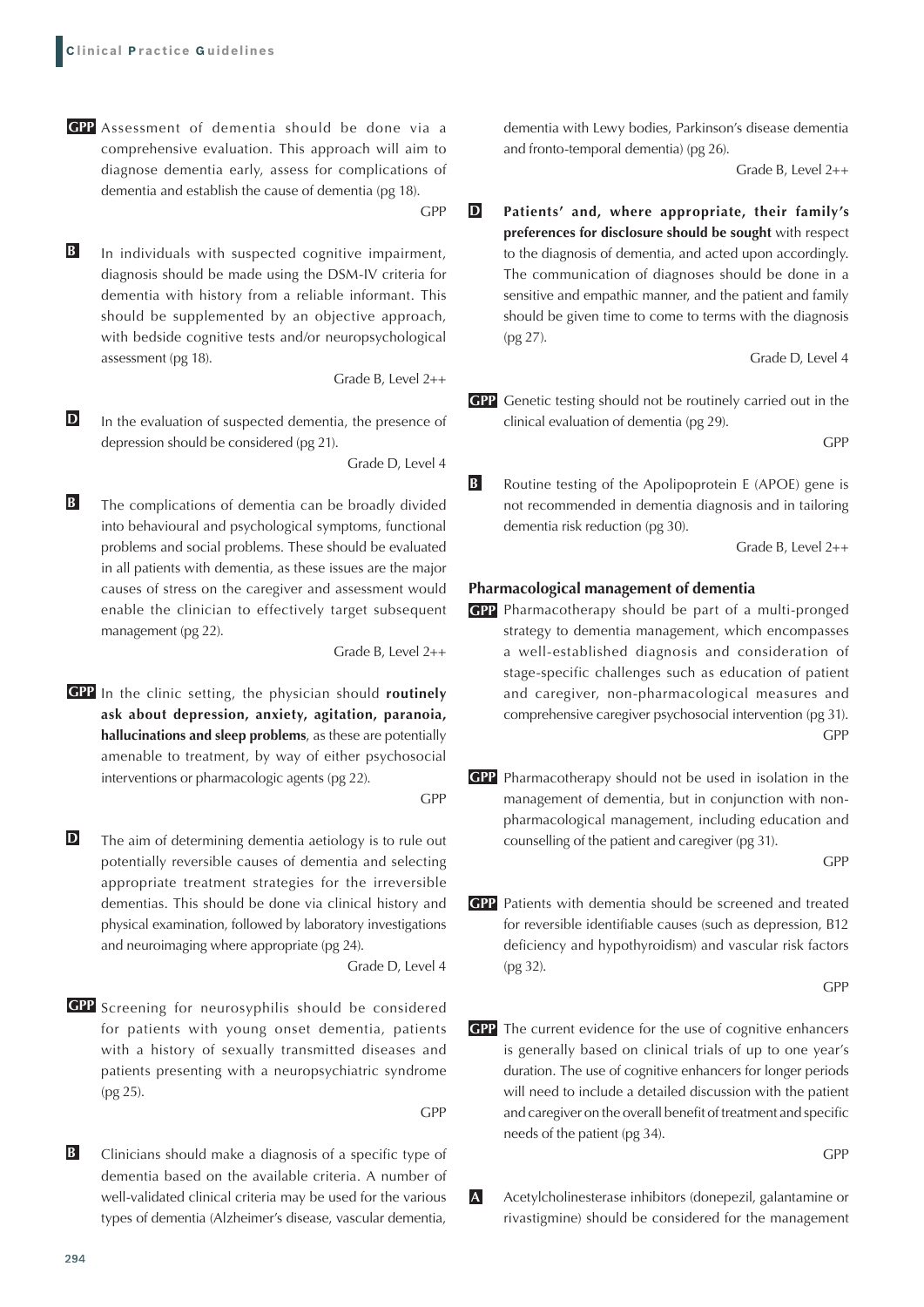**GPP** Assessment of dementia should be done via a comprehensive evaluation. This approach will aim to diagnose dementia early, assess for complications of dementia and establish the cause of dementia (pg 18).

GPP

**B** In individuals with suspected cognitive impairment, diagnosis should be made using the DSM-IV criteria for dementia with history from a reliable informant. This should be supplemented by an objective approach, with bedside cognitive tests and/or neuropsychological assessment (pg 18).

Grade B, Level 2++

**D** In the evaluation of suspected dementia, the presence of depression should be considered (pg 21).

Grade D, Level 4

**B** The complications of dementia can be broadly divided into behavioural and psychological symptoms, functional problems and social problems. These should be evaluated in all patients with dementia, as these issues are the major causes of stress on the caregiver and assessment would enable the clinician to effectively target subsequent management (pg 22).

Grade B, Level 2++

**GPP** In the clinic setting, the physician should **routinely ask about depression, anxiety, agitation, paranoia, hallucinations and sleep problems**, as these are potentially amenable to treatment, by way of either psychosocial interventions or pharmacologic agents (pg 22).

GPP

**D** The aim of determining dementia aetiology is to rule out potentially reversible causes of dementia and selecting appropriate treatment strategies for the irreversible dementias. This should be done via clinical history and physical examination, followed by laboratory investigations and neuroimaging where appropriate (pg 24).

Grade D, Level 4

**GPP** Screening for neurosyphilis should be considered for patients with young onset dementia, patients with a history of sexually transmitted diseases and patients presenting with a neuropsychiatric syndrome (pg 25).

GPP

**B** Clinicians should make a diagnosis of a specific type of dementia based on the available criteria. A number of well-validated clinical criteria may be used for the various types of dementia (Alzheimer's disease, vascular dementia, dementia with Lewy bodies, Parkinson's disease dementia and fronto-temporal dementia) (pg 26).

Grade B, Level 2++

**D** **Patients' and, where appropriate, their family's preferences for disclosure should be sought** with respect to the diagnosis of dementia, and acted upon accordingly. The communication of diagnoses should be done in a sensitive and empathic manner, and the patient and family should be given time to come to terms with the diagnosis (pg 27).

Grade D, Level 4

**GPP** Genetic testing should not be routinely carried out in the clinical evaluation of dementia (pg 29).

GPP

**B** Routine testing of the Apolipoprotein E (APOE) gene is not recommended in dementia diagnosis and in tailoring dementia risk reduction (pg 30).

Grade B, Level 2++

## Pharmacological management of dementia

**GPP** Pharmacotherapy should be part of a multi-pronged strategy to dementia management, which encompasses a well-established diagnosis and consideration of stage-specific challenges such as education of patient and caregiver, non-pharmacological measures and comprehensive caregiver psychosocial intervention (pg 31).

GPP

**GPP** Pharmacotherapy should not be used in isolation in the management of dementia, but in conjunction with non-pharmacological management, including education and counselling of the patient and caregiver (pg 31).

GPP

**GPP** Patients with dementia should be screened and treated for reversible identifiable causes (such as depression, B12 deficiency and hypothyroidism) and vascular risk factors (pg 32).

GPP

**GPP** The current evidence for the use of cognitive enhancers is generally based on clinical trials of up to one year's duration. The use of cognitive enhancers for longer periods will need to include a detailed discussion with the patient and caregiver on the overall benefit of treatment and specific needs of the patient (pg 34).

GPP

**A** Acetylcholinesterase inhibitors (donepezil, galantamine or rivastigmine) should be considered for the management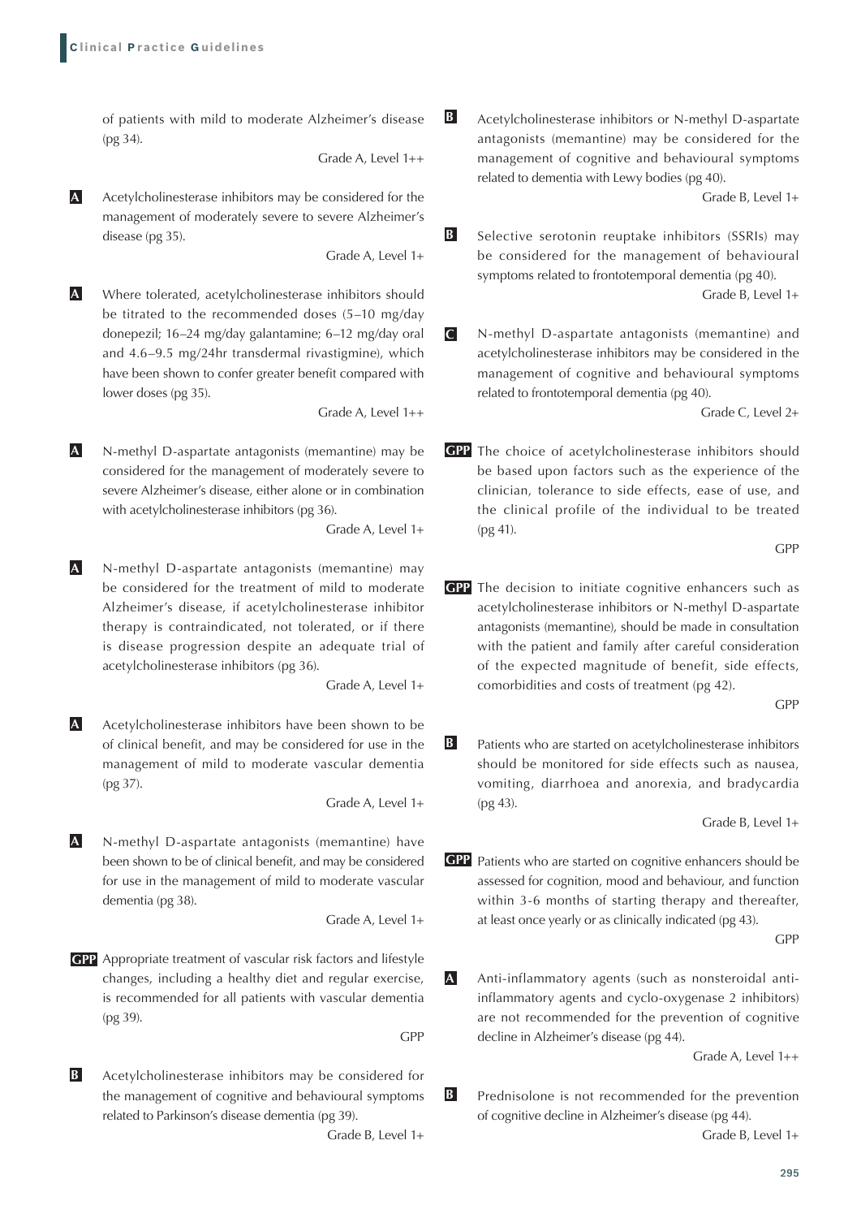of patients with mild to moderate Alzheimer's disease (pg 34).

Grade A, Level 1++

**A** Acetylcholinesterase inhibitors may be considered for the management of moderately severe to severe Alzheimer's disease (pg 35).

Grade A, Level 1+

**A** Where tolerated, acetylcholinesterase inhibitors should be titrated to the recommended doses (5–10 mg/day donepezil; 16–24 mg/day galantamine; 6–12 mg/day oral and 4.6–9.5 mg/24hr transdermal rivastigmine), which have been shown to confer greater benefit compared with lower doses (pg 35).

Grade A, Level 1++

**A** N-methyl D-aspartate antagonists (memantine) may be considered for the management of moderately severe to severe Alzheimer's disease, either alone or in combination with acetylcholinesterase inhibitors (pg 36).

Grade A, Level 1+

**A** N-methyl D-aspartate antagonists (memantine) may be considered for the treatment of mild to moderate Alzheimer's disease, if acetylcholinesterase inhibitor therapy is contraindicated, not tolerated, or if there is disease progression despite an adequate trial of acetylcholinesterase inhibitors (pg 36).

Grade A, Level 1+

**A** Acetylcholinesterase inhibitors have been shown to be of clinical benefit, and may be considered for use in the management of mild to moderate vascular dementia (pg 37).

Grade A, Level 1+

**A** N-methyl D-aspartate antagonists (memantine) have been shown to be of clinical benefit, and may be considered for use in the management of mild to moderate vascular dementia (pg 38).

Grade A, Level 1+

**GPP** Appropriate treatment of vascular risk factors and lifestyle changes, including a healthy diet and regular exercise, is recommended for all patients with vascular dementia (pg 39).

GPP

**B** Acetylcholinesterase inhibitors may be considered for the management of cognitive and behavioural symptoms related to Parkinson's disease dementia (pg 39).

Grade B, Level 1+

**B** Acetylcholinesterase inhibitors or N-methyl D-aspartate antagonists (memantine) may be considered for the management of cognitive and behavioural symptoms related to dementia with Lewy bodies (pg 40).

Grade B, Level 1+

**B** Selective serotonin reuptake inhibitors (SSRIs) may be considered for the management of behavioural symptoms related to frontotemporal dementia (pg 40).

Grade B, Level 1+

**C** N-methyl D-aspartate antagonists (memantine) and acetylcholinesterase inhibitors may be considered in the management of cognitive and behavioural symptoms related to frontotemporal dementia (pg 40).

Grade C, Level 2+

**GPP** The choice of acetylcholinesterase inhibitors should be based upon factors such as the experience of the clinician, tolerance to side effects, ease of use, and the clinical profile of the individual to be treated (pg 41).

GPP

**GPP** The decision to initiate cognitive enhancers such as acetylcholinesterase inhibitors or N-methyl D-aspartate antagonists (memantine), should be made in consultation with the patient and family after careful consideration of the expected magnitude of benefit, side effects, comorbidities and costs of treatment (pg 42).

GPP

**B** Patients who are started on acetylcholinesterase inhibitors should be monitored for side effects such as nausea, vomiting, diarrhoea and anorexia, and bradycardia (pg 43).

Grade B, Level 1+

**GPP** Patients who are started on cognitive enhancers should be assessed for cognition, mood and behaviour, and function within 3-6 months of starting therapy and thereafter, at least once yearly or as clinically indicated (pg 43).

GPP

**A** Anti-inflammatory agents (such as nonsteroidal anti-inflammatory agents and cyclo-oxygenase 2 inhibitors) are not recommended for the prevention of cognitive decline in Alzheimer's disease (pg 44).

Grade A, Level 1++

**B** Prednisolone is not recommended for the prevention of cognitive decline in Alzheimer's disease (pg 44).

Grade B, Level 1+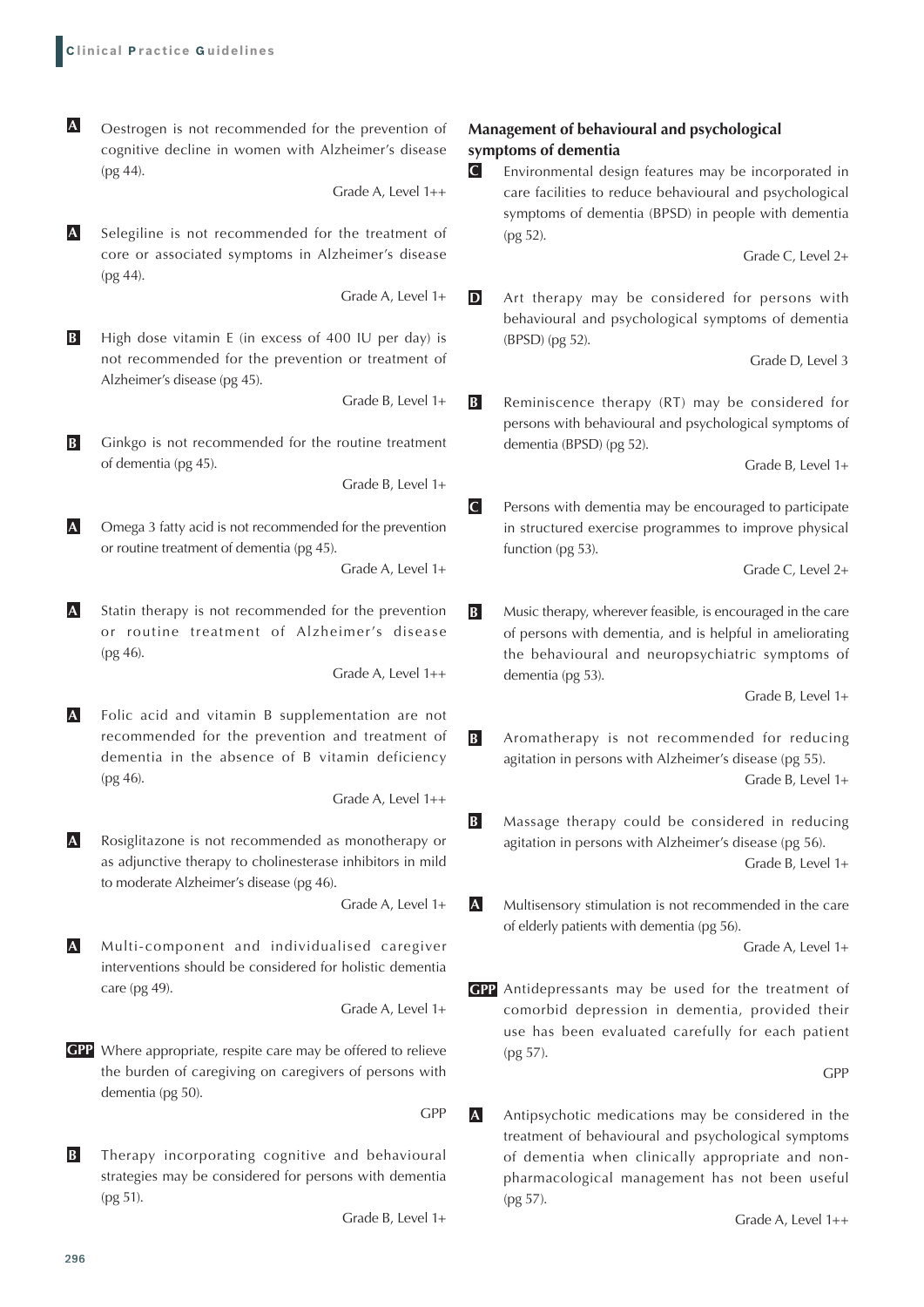**A** Oestrogen is not recommended for the prevention of cognitive decline in women with Alzheimer's disease (pg 44).

Grade A, Level 1++

**A** Selegiline is not recommended for the treatment of core or associated symptoms in Alzheimer's disease (pg 44).

Grade A, Level 1+

**B** High dose vitamin E (in excess of 400 IU per day) is not recommended for the prevention or treatment of Alzheimer's disease (pg 45).

Grade B, Level 1+

**B** Ginkgo is not recommended for the routine treatment of dementia (pg 45).

Grade B, Level 1+

**A** Omega 3 fatty acid is not recommended for the prevention or routine treatment of dementia (pg 45).

Grade A, Level 1+

**A** Statin therapy is not recommended for the prevention or routine treatment of Alzheimer's disease (pg 46).

Grade A, Level 1++

**A** Folic acid and vitamin B supplementation are not recommended for the prevention and treatment of dementia in the absence of B vitamin deficiency (pg 46).

Grade A, Level 1++

**A** Rosiglitazone is not recommended as monotherapy or as adjunctive therapy to cholinesterase inhibitors in mild to moderate Alzheimer's disease (pg 46).

Grade A, Level 1+

**A** Multi-component and individualised caregiver interventions should be considered for holistic dementia care (pg 49).

Grade A, Level 1+

**GPP** Where appropriate, respite care may be offered to relieve the burden of caregiving on caregivers of persons with dementia (pg 50).

GPP

**B** Therapy incorporating cognitive and behavioural strategies may be considered for persons with dementia (pg 51).

Grade B, Level 1+

### Management of behavioural and psychological symptoms of dementia

**C** Environmental design features may be incorporated in care facilities to reduce behavioural and psychological symptoms of dementia (BPSD) in people with dementia (pg 52).

Grade C, Level 2+

**D** Art therapy may be considered for persons with behavioural and psychological symptoms of dementia (BPSD) (pg 52).

Grade D, Level 3

**B** Reminiscence therapy (RT) may be considered for persons with behavioural and psychological symptoms of dementia (BPSD) (pg 52).

Grade B, Level 1+

**C** Persons with dementia may be encouraged to participate in structured exercise programmes to improve physical function (pg 53).

Grade C, Level 2+

**B** Music therapy, wherever feasible, is encouraged in the care of persons with dementia, and is helpful in ameliorating the behavioural and neuropsychiatric symptoms of dementia (pg 53).

Grade B, Level 1+

**B** Aromatherapy is not recommended for reducing agitation in persons with Alzheimer's disease (pg 55).

Grade B, Level 1+

**B** Massage therapy could be considered in reducing agitation in persons with Alzheimer's disease (pg 56).

Grade B, Level 1+

**A** Multisensory stimulation is not recommended in the care of elderly patients with dementia (pg 56).

Grade A, Level 1+

**GPP** Antidepressants may be used for the treatment of comorbid depression in dementia, provided their use has been evaluated carefully for each patient (pg 57).

GPP

**A** Antipsychotic medications may be considered in the treatment of behavioural and psychological symptoms of dementia when clinically appropriate and non-pharmacological management has not been useful (pg 57).

Grade A, Level 1++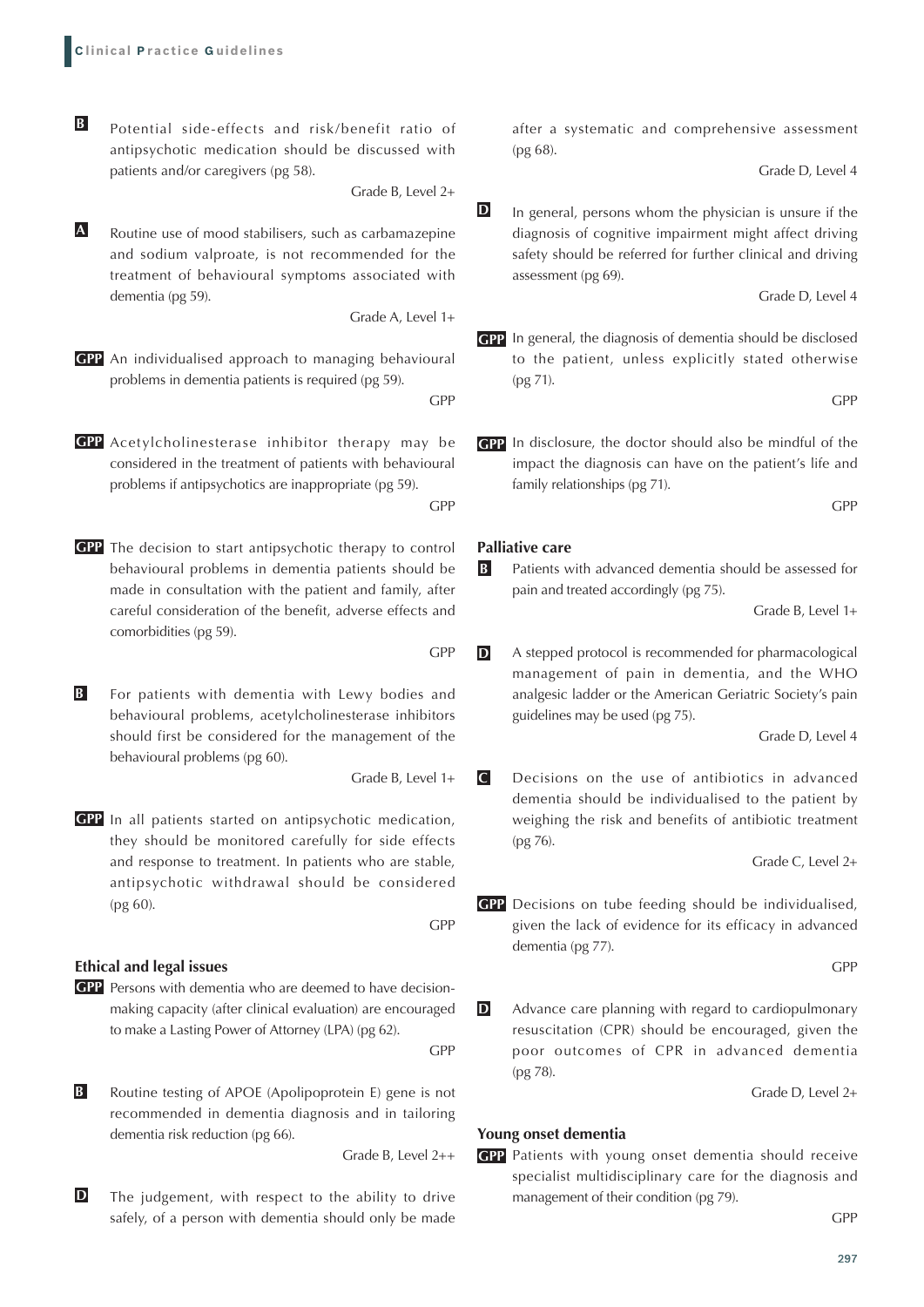**B** Potential side-effects and risk/benefit ratio of antipsychotic medication should be discussed with patients and/or caregivers (pg 58).

Grade B, Level 2+

**A** Routine use of mood stabilisers, such as carbamazepine and sodium valproate, is not recommended for the treatment of behavioural symptoms associated with dementia (pg 59).

Grade A, Level 1+

**GPP** An individualised approach to managing behavioural problems in dementia patients is required (pg 59).

GPP

**GPP** Acetylcholinesterase inhibitor therapy may be considered in the treatment of patients with behavioural problems if antipsychotics are inappropriate (pg 59).

GPP

**GPP** The decision to start antipsychotic therapy to control behavioural problems in dementia patients should be made in consultation with the patient and family, after careful consideration of the benefit, adverse effects and comorbidities (pg 59).

GPP

**B** For patients with dementia with Lewy bodies and behavioural problems, acetylcholinesterase inhibitors should first be considered for the management of the behavioural problems (pg 60).

Grade B, Level 1+

**GPP** In all patients started on antipsychotic medication, they should be monitored carefully for side effects and response to treatment. In patients who are stable, antipsychotic withdrawal should be considered (pg 60).

GPP

## Ethical and legal issues

**GPP** Persons with dementia who are deemed to have decision-making capacity (after clinical evaluation) are encouraged to make a Lasting Power of Attorney (LPA) (pg 62).

GPP

**B** Routine testing of APOE (Apolipoprotein E) gene is not recommended in dementia diagnosis and in tailoring dementia risk reduction (pg 66).

Grade B, Level 2++

**D** The judgement, with respect to the ability to drive safely, of a person with dementia should only be made after a systematic and comprehensive assessment (pg 68).

Grade D, Level 4

**D** In general, persons whom the physician is unsure if the diagnosis of cognitive impairment might affect driving safety should be referred for further clinical and driving assessment (pg 69).

Grade D, Level 4

**GPP** In general, the diagnosis of dementia should be disclosed to the patient, unless explicitly stated otherwise (pg 71).

GPP

**GPP** In disclosure, the doctor should also be mindful of the impact the diagnosis can have on the patient's life and family relationships (pg 71).

GPP

## Palliative care

**B** Patients with advanced dementia should be assessed for pain and treated accordingly (pg 75).

Grade B, Level 1+

**D** A stepped protocol is recommended for pharmacological management of pain in dementia, and the WHO analgesic ladder or the American Geriatric Society's pain guidelines may be used (pg 75).

Grade D, Level 4

**C** Decisions on the use of antibiotics in advanced dementia should be individualised to the patient by weighing the risk and benefits of antibiotic treatment (pg 76).

Grade C, Level 2+

**GPP** Decisions on tube feeding should be individualised, given the lack of evidence for its efficacy in advanced dementia (pg 77).

GPP

**D** Advance care planning with regard to cardiopulmonary resuscitation (CPR) should be encouraged, given the poor outcomes of CPR in advanced dementia (pg 78).

Grade D, Level 2+

## Young onset dementia

**GPP** Patients with young onset dementia should receive specialist multidisciplinary care for the diagnosis and management of their condition (pg 79).

GPP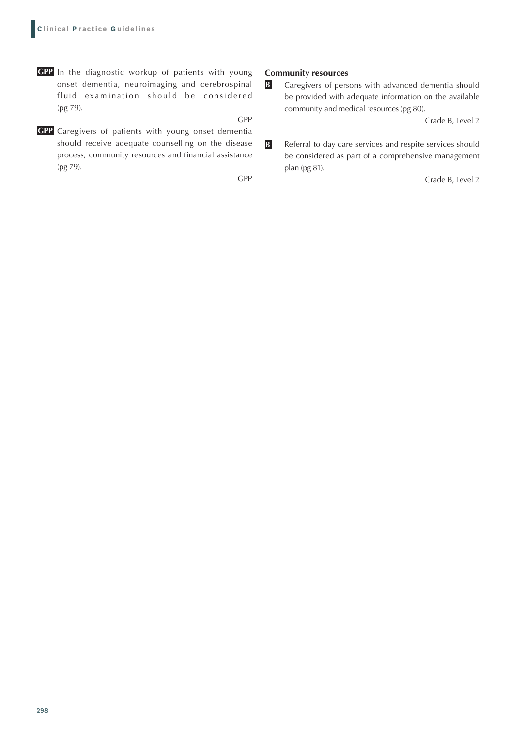**GPP** In the diagnostic workup of patients with young onset dementia, neuroimaging and cerebrospinal fluid examination should be considered (pg 79).

GPP

**GPP** Caregivers of patients with young onset dementia should receive adequate counselling on the disease process, community resources and financial assistance (pg 79).

GPP

**Community resources**

**B** Caregivers of persons with advanced dementia should be provided with adequate information on the available community and medical resources (pg 80).

Grade B, Level 2

**B** Referral to day care services and respite services should be considered as part of a comprehensive management plan (pg 81).

Grade B, Level 2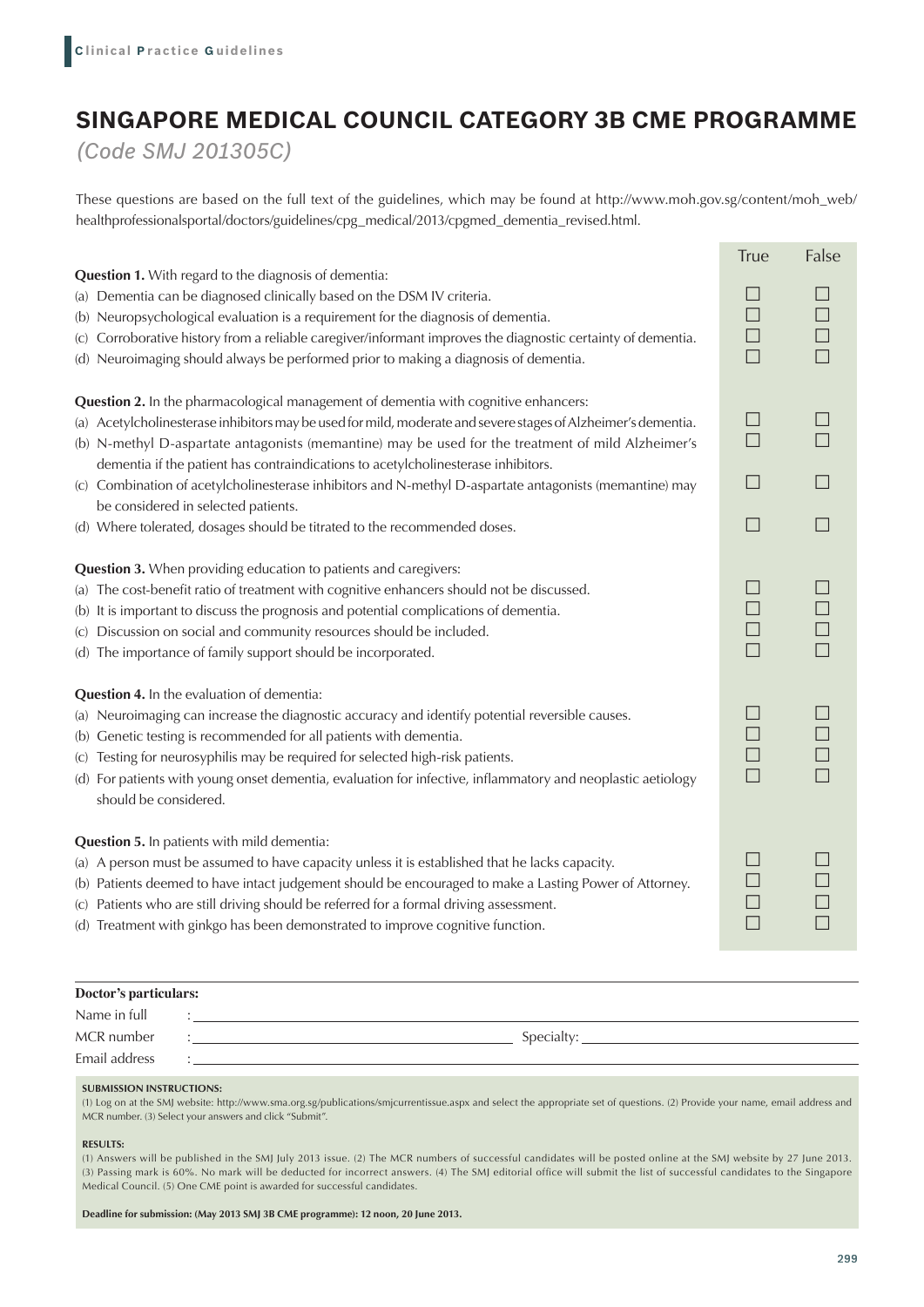# SINGAPORE MEDICAL COUNCIL CATEGORY 3B CME PROGRAMME

*(Code SMJ 201305C)*

These questions are based on the full text of the guidelines, which may be found at http://www.moh.gov.sg/content/moh_web/healthprofessionalsportal/doctors/guidelines/cpg_medical/2013/cpgmed_dementia_revised.html.

| | True | False |
|---|---|---|
| **Question 1.** With regard to the diagnosis of dementia: | | |
| (a) Dementia can be diagnosed clinically based on the DSM IV criteria. | ☐ | ☐ |
| (b) Neuropsychological evaluation is a requirement for the diagnosis of dementia. | ☐ | ☐ |
| (c) Corroborative history from a reliable caregiver/informant improves the diagnostic certainty of dementia. | ☐ | ☐ |
| (d) Neuroimaging should always be performed prior to making a diagnosis of dementia. | ☐ | ☐ |
| **Question 2.** In the pharmacological management of dementia with cognitive enhancers: | | |
| (a) Acetylcholinesterase inhibitors may be used for mild, moderate and severe stages of Alzheimer's dementia. | ☐ | ☐ |
| (b) N-methyl D-aspartate antagonists (memantine) may be used for the treatment of mild Alzheimer's dementia if the patient has contraindications to acetylcholinesterase inhibitors. | ☐ | ☐ |
| (c) Combination of acetylcholinesterase inhibitors and N-methyl D-aspartate antagonists (memantine) may be considered in selected patients. | ☐ | ☐ |
| (d) Where tolerated, dosages should be titrated to the recommended doses. | ☐ | ☐ |
| **Question 3.** When providing education to patients and caregivers: | | |
| (a) The cost-benefit ratio of treatment with cognitive enhancers should not be discussed. | ☐ | ☐ |
| (b) It is important to discuss the prognosis and potential complications of dementia. | ☐ | ☐ |
| (c) Discussion on social and community resources should be included. | ☐ | ☐ |
| (d) The importance of family support should be incorporated. | ☐ | ☐ |
| **Question 4.** In the evaluation of dementia: | | |
| (a) Neuroimaging can increase the diagnostic accuracy and identify potential reversible causes. | ☐ | ☐ |
| (b) Genetic testing is recommended for all patients with dementia. | ☐ | ☐ |
| (c) Testing for neurosyphilis may be required for selected high-risk patients. | ☐ | ☐ |
| (d) For patients with young onset dementia, evaluation for infective, inflammatory and neoplastic aetiology should be considered. | ☐ | ☐ |
| **Question 5.** In patients with mild dementia: | | |
| (a) A person must be assumed to have capacity unless it is established that he lacks capacity. | ☐ | ☐ |
| (b) Patients deemed to have intact judgement should be encouraged to make a Lasting Power of Attorney. | ☐ | ☐ |
| (c) Patients who are still driving should be referred for a formal driving assessment. | ☐ | ☐ |
| (d) Treatment with ginkgo has been demonstrated to improve cognitive function. | ☐ | ☐ |

**Doctor's particulars:**

Name in full : ____________________

MCR number : ____________________ Specialty: ____________________

Email address : ____________________

**SUBMISSION INSTRUCTIONS:**

(1) Log on at the SMJ website: http://www.sma.org.sg/publications/smjcurrentissue.aspx and select the appropriate set of questions. (2) Provide your name, email address and MCR number. (3) Select your answers and click "Submit".

**RESULTS:**

(1) Answers will be published in the SMJ July 2013 issue. (2) The MCR numbers of successful candidates will be posted online at the SMJ website by 27 June 2013. (3) Passing mark is 60%. No mark will be deducted for incorrect answers. (4) The SMJ editorial office will submit the list of successful candidates to the Singapore Medical Council. (5) One CME point is awarded for successful candidates.

**Deadline for submission: (May 2013 SMJ 3B CME programme): 12 noon, 20 June 2013.**